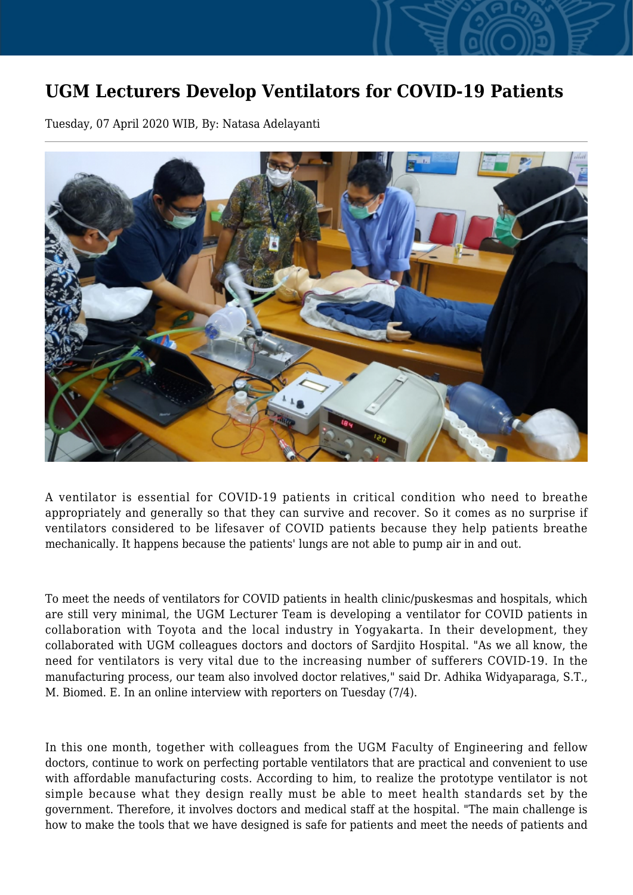# UGM Lecturers Develop Ventilators for COVID-19 Patients

Tuesday, 07 April 2020 WIB, By: Natasa Adelayanti

A ventilator is essential for COVID-19 patients in critical condition who need to breathe appropriately and generally so that they can survive and recover. So it comes as no surprise if ventilators considered to be lifesaver of COVID patients because they help patients breathe mechanically. It happens because the patients' lungs are not able to pump air in and out.

To meet the needs of ventilators for COVID patients in health clinic/puskesmas and hospitals, which are still very minimal, the UGM Lecturer Team is developing a ventilator for COVID patients in collaboration with Toyota and the local industry in Yogyakarta. In their development, they collaborated with UGM colleagues doctors and doctors of Sardjito Hospital. "As we all know, the need for ventilators is very vital due to the increasing number of sufferers COVID-19. In the manufacturing process, our team also involved doctor relatives," said Dr. Adhika Widyaparaga, S.T., M. Biomed. E. In an online interview with reporters on Tuesday (7/4).

In this one month, together with colleagues from the UGM Faculty of Engineering and fellow doctors, continue to work on perfecting portable ventilators that are practical and convenient to use with affordable manufacturing costs. According to him, to realize the prototype ventilator is not simple because what they design really must be able to meet health standards set by the government. Therefore, it involves doctors and medical staff at the hospital. "The main challenge is how to make the tools that we have designed is safe for patients and meet the needs of patients and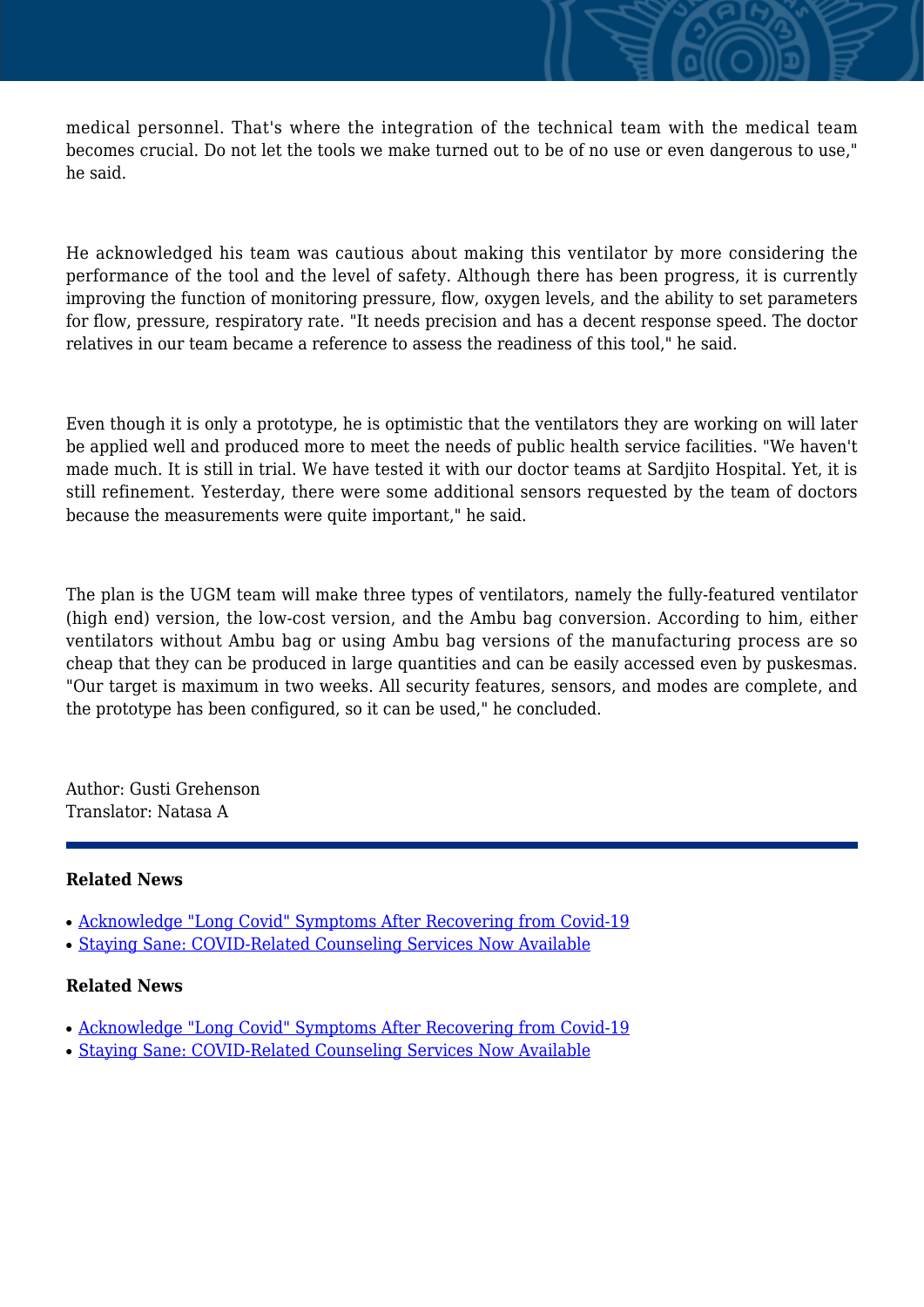medical personnel. That's where the integration of the technical team with the medical team becomes crucial. Do not let the tools we make turned out to be of no use or even dangerous to use," he said.

He acknowledged his team was cautious about making this ventilator by more considering the performance of the tool and the level of safety. Although there has been progress, it is currently improving the function of monitoring pressure, flow, oxygen levels, and the ability to set parameters for flow, pressure, respiratory rate. "It needs precision and has a decent response speed. The doctor relatives in our team became a reference to assess the readiness of this tool," he said.

Even though it is only a prototype, he is optimistic that the ventilators they are working on will later be applied well and produced more to meet the needs of public health service facilities. "We haven't made much. It is still in trial. We have tested it with our doctor teams at Sardjito Hospital. Yet, it is still refinement. Yesterday, there were some additional sensors requested by the team of doctors because the measurements were quite important," he said.

The plan is the UGM team will make three types of ventilators, namely the fully-featured ventilator (high end) version, the low-cost version, and the Ambu bag conversion. According to him, either ventilators without Ambu bag or using Ambu bag versions of the manufacturing process are so cheap that they can be produced in large quantities and can be easily accessed even by puskesmas. "Our target is maximum in two weeks. All security features, sensors, and modes are complete, and the prototype has been configured, so it can be used," he concluded.

Author: Gusti Grehenson
Translator: Natasa A

---

**Related News**

- [Acknowledge "Long Covid" Symptoms After Recovering from Covid-19]()
- [Staying Sane: COVID-Related Counseling Services Now Available]()

**Related News**

- [Acknowledge "Long Covid" Symptoms After Recovering from Covid-19]()
- [Staying Sane: COVID-Related Counseling Services Now Available]()